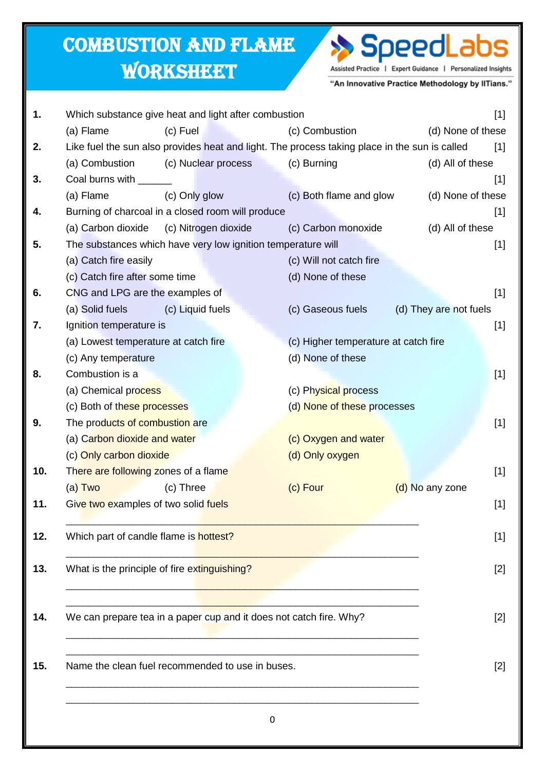# COMBUSTION AND FLAME WORKSHEET

**1.** Which substance give heat and light after combustion [1]

(a) Flame (c) Fuel (c) Combustion (d) None of these

**2.** Like fuel the sun also provides heat and light. The process taking place in the sun is called [1]

(a) Combustion (c) Nuclear process (c) Burning (d) All of these

**3.** Coal burns with ______ [1]

(a) Flame (c) Only glow (c) Both flame and glow (d) None of these

**4.** Burning of charcoal in a closed room will produce [1]

(a) Carbon dioxide (c) Nitrogen dioxide (c) Carbon monoxide (d) All of these

**5.** The substances which have very low ignition temperature will [1]

(a) Catch fire easily (c) Will not catch fire

(c) Catch fire after some time (d) None of these

**6.** CNG and LPG are the examples of [1]

(a) Solid fuels (c) Liquid fuels (c) Gaseous fuels (d) They are not fuels

**7.** Ignition temperature is [1]

(a) Lowest temperature at catch fire (c) Higher temperature at catch fire

(c) Any temperature (d) None of these

**8.** Combustion is a [1]

(a) Chemical process (c) Physical process

(c) Both of these processes (d) None of these processes

**9.** The products of combustion are [1]

(a) Carbon dioxide and water (c) Oxygen and water

(c) Only carbon dioxide (d) Only oxygen

**10.** There are following zones of a flame [1]

(a) Two (c) Three (c) Four (d) No any zone

**11.** Give two examples of two solid fuels [1]

_______________________________________________

**12.** Which part of candle flame is hottest? [1]

_______________________________________________

**13.** What is the principle of fire extinguishing? [2]

_______________________________________________

_______________________________________________

**14.** We can prepare tea in a paper cup and it does not catch fire. Why? [2]

_______________________________________________

_______________________________________________

**15.** Name the clean fuel recommended to use in buses. [2]

_______________________________________________

_______________________________________________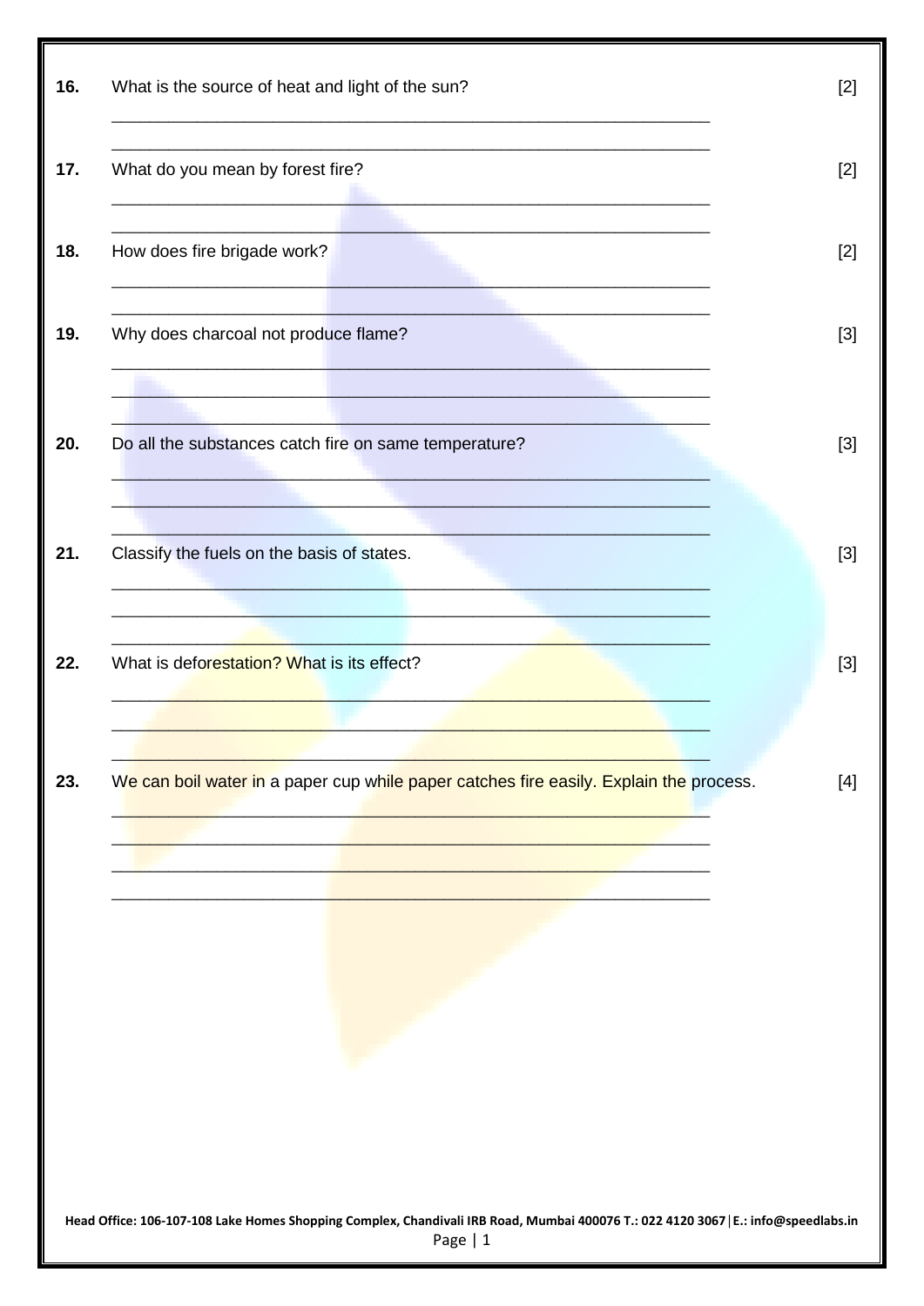**16.** What is the source of heat and light of the sun? [2]

______________________________________________________________

______________________________________________________________

**17.** What do you mean by forest fire? [2]

______________________________________________________________

______________________________________________________________

**18.** How does fire brigade work? [2]

______________________________________________________________

______________________________________________________________

**19.** Why does charcoal not produce flame? [3]

______________________________________________________________

______________________________________________________________

______________________________________________________________

**20.** Do all the substances catch fire on same temperature? [3]

______________________________________________________________

______________________________________________________________

______________________________________________________________

**21.** Classify the fuels on the basis of states. [3]

______________________________________________________________

______________________________________________________________

______________________________________________________________

**22.** What is deforestation? What is its effect? [3]

______________________________________________________________

______________________________________________________________

______________________________________________________________

**23.** We can boil water in a paper cup while paper catches fire easily. Explain the process. [4]

______________________________________________________________

______________________________________________________________

______________________________________________________________

______________________________________________________________